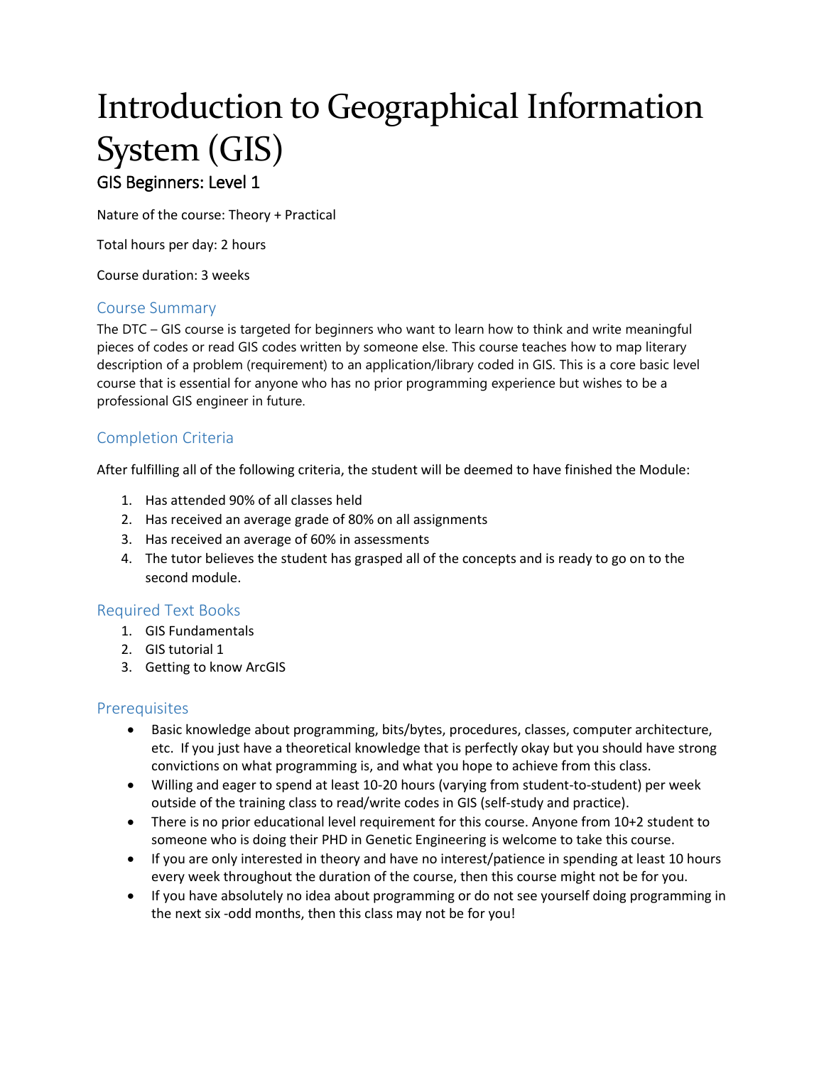# Introduction to Geographical Information System (GIS)

## GIS Beginners: Level 1

Nature of the course: Theory + Practical

Total hours per day: 2 hours

Course duration: 3 weeks

### Course Summary

The DTC – GIS course is targeted for beginners who want to learn how to think and write meaningful pieces of codes or read GIS codes written by someone else. This course teaches how to map literary description of a problem (requirement) to an application/library coded in GIS. This is a core basic level course that is essential for anyone who has no prior programming experience but wishes to be a professional GIS engineer in future.

### Completion Criteria

After fulfilling all of the following criteria, the student will be deemed to have finished the Module:

1. Has attended 90% of all classes held
2. Has received an average grade of 80% on all assignments
3. Has received an average of 60% in assessments
4. The tutor believes the student has grasped all of the concepts and is ready to go on to the second module.

### Required Text Books

1. GIS Fundamentals
2. GIS tutorial 1
3. Getting to know ArcGIS

### Prerequisites

- Basic knowledge about programming, bits/bytes, procedures, classes, computer architecture, etc. If you just have a theoretical knowledge that is perfectly okay but you should have strong convictions on what programming is, and what you hope to achieve from this class.
- Willing and eager to spend at least 10-20 hours (varying from student-to-student) per week outside of the training class to read/write codes in GIS (self-study and practice).
- There is no prior educational level requirement for this course. Anyone from 10+2 student to someone who is doing their PHD in Genetic Engineering is welcome to take this course.
- If you are only interested in theory and have no interest/patience in spending at least 10 hours every week throughout the duration of the course, then this course might not be for you.
- If you have absolutely no idea about programming or do not see yourself doing programming in the next six -odd months, then this class may not be for you!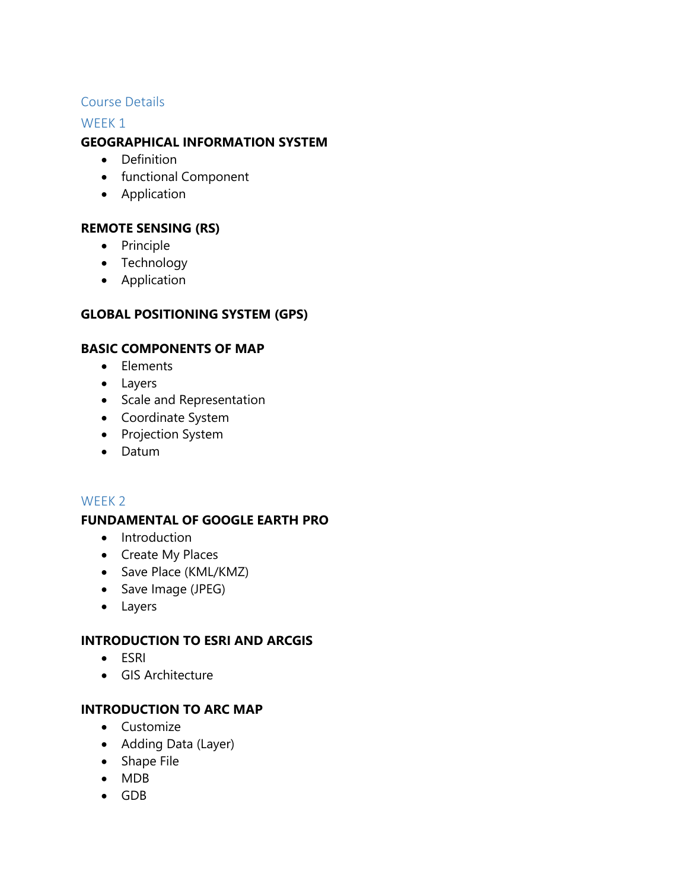## Course Details

### WEEK 1

**GEOGRAPHICAL INFORMATION SYSTEM**

- Definition
- functional Component
- Application

**REMOTE SENSING (RS)**

- Principle
- Technology
- Application

**GLOBAL POSITIONING SYSTEM (GPS)**

**BASIC COMPONENTS OF MAP**

- Elements
- Layers
- Scale and Representation
- Coordinate System
- Projection System
- Datum

### WEEK 2

**FUNDAMENTAL OF GOOGLE EARTH PRO**

- Introduction
- Create My Places
- Save Place (KML/KMZ)
- Save Image (JPEG)
- Layers

**INTRODUCTION TO ESRI AND ARCGIS**

- ESRI
- GIS Architecture

**INTRODUCTION TO ARC MAP**

- Customize
- Adding Data (Layer)
- Shape File
- MDB
- GDB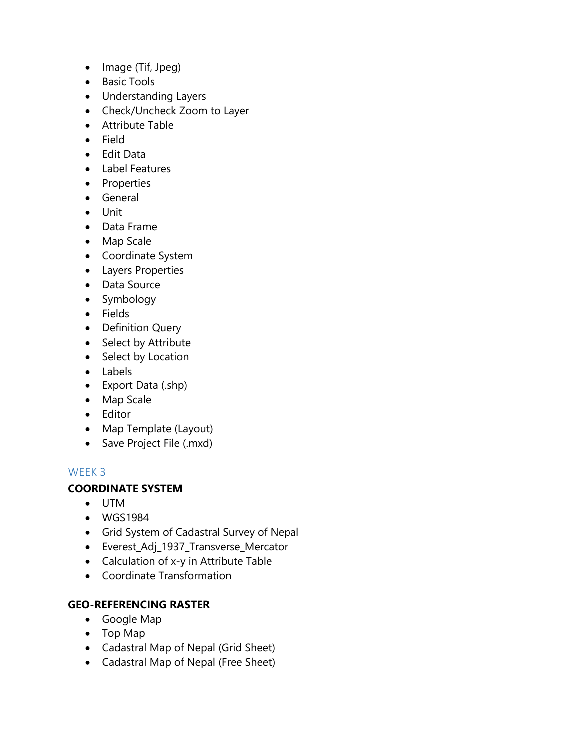- Image (Tif, Jpeg)
- Basic Tools
- Understanding Layers
- Check/Uncheck Zoom to Layer
- Attribute Table
- Field
- Edit Data
- Label Features
- Properties
- General
- Unit
- Data Frame
- Map Scale
- Coordinate System
- Layers Properties
- Data Source
- Symbology
- Fields
- Definition Query
- Select by Attribute
- Select by Location
- Labels
- Export Data (.shp)
- Map Scale
- Editor
- Map Template (Layout)
- Save Project File (.mxd)

## WEEK 3

### COORDINATE SYSTEM

- UTM
- WGS1984
- Grid System of Cadastral Survey of Nepal
- Everest_Adj_1937_Transverse_Mercator
- Calculation of x-y in Attribute Table
- Coordinate Transformation

### GEO-REFERENCING RASTER

- Google Map
- Top Map
- Cadastral Map of Nepal (Grid Sheet)
- Cadastral Map of Nepal (Free Sheet)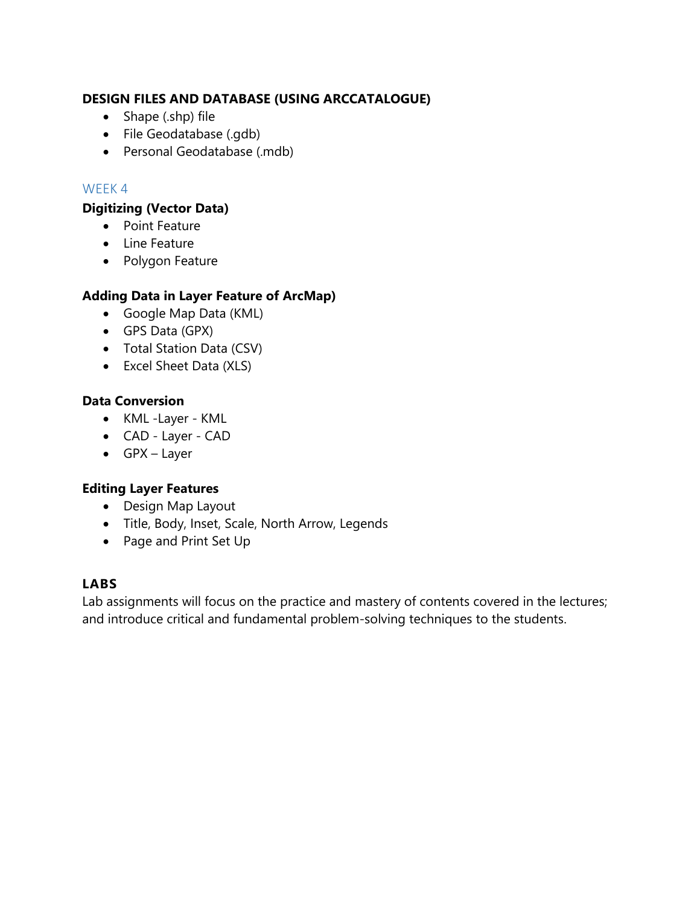**DESIGN FILES AND DATABASE (USING ARCCATALOGUE)**

- Shape (.shp) file
- File Geodatabase (.gdb)
- Personal Geodatabase (.mdb)

## WEEK 4

**Digitizing (Vector Data)**

- Point Feature
- Line Feature
- Polygon Feature

**Adding Data in Layer Feature of ArcMap)**

- Google Map Data (KML)
- GPS Data (GPX)
- Total Station Data (CSV)
- Excel Sheet Data (XLS)

**Data Conversion**

- KML -Layer - KML
- CAD - Layer - CAD
- GPX – Layer

**Editing Layer Features**

- Design Map Layout
- Title, Body, Inset, Scale, North Arrow, Legends
- Page and Print Set Up

### LABS

Lab assignments will focus on the practice and mastery of contents covered in the lectures; and introduce critical and fundamental problem-solving techniques to the students.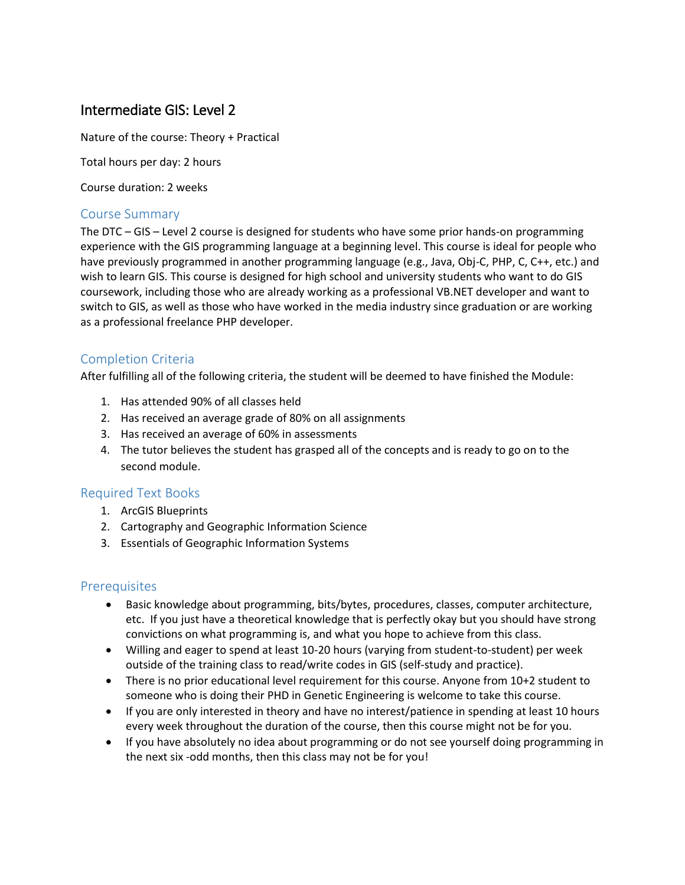# Intermediate GIS: Level 2

Nature of the course: Theory + Practical

Total hours per day: 2 hours

Course duration: 2 weeks

## Course Summary

The DTC – GIS – Level 2 course is designed for students who have some prior hands-on programming experience with the GIS programming language at a beginning level. This course is ideal for people who have previously programmed in another programming language (e.g., Java, Obj-C, PHP, C, C++, etc.) and wish to learn GIS. This course is designed for high school and university students who want to do GIS coursework, including those who are already working as a professional VB.NET developer and want to switch to GIS, as well as those who have worked in the media industry since graduation or are working as a professional freelance PHP developer.

## Completion Criteria

After fulfilling all of the following criteria, the student will be deemed to have finished the Module:

1. Has attended 90% of all classes held
2. Has received an average grade of 80% on all assignments
3. Has received an average of 60% in assessments
4. The tutor believes the student has grasped all of the concepts and is ready to go on to the second module.

## Required Text Books

1. ArcGIS Blueprints
2. Cartography and Geographic Information Science
3. Essentials of Geographic Information Systems

## Prerequisites

- Basic knowledge about programming, bits/bytes, procedures, classes, computer architecture, etc. If you just have a theoretical knowledge that is perfectly okay but you should have strong convictions on what programming is, and what you hope to achieve from this class.
- Willing and eager to spend at least 10-20 hours (varying from student-to-student) per week outside of the training class to read/write codes in GIS (self-study and practice).
- There is no prior educational level requirement for this course. Anyone from 10+2 student to someone who is doing their PHD in Genetic Engineering is welcome to take this course.
- If you are only interested in theory and have no interest/patience in spending at least 10 hours every week throughout the duration of the course, then this course might not be for you.
- If you have absolutely no idea about programming or do not see yourself doing programming in the next six -odd months, then this class may not be for you!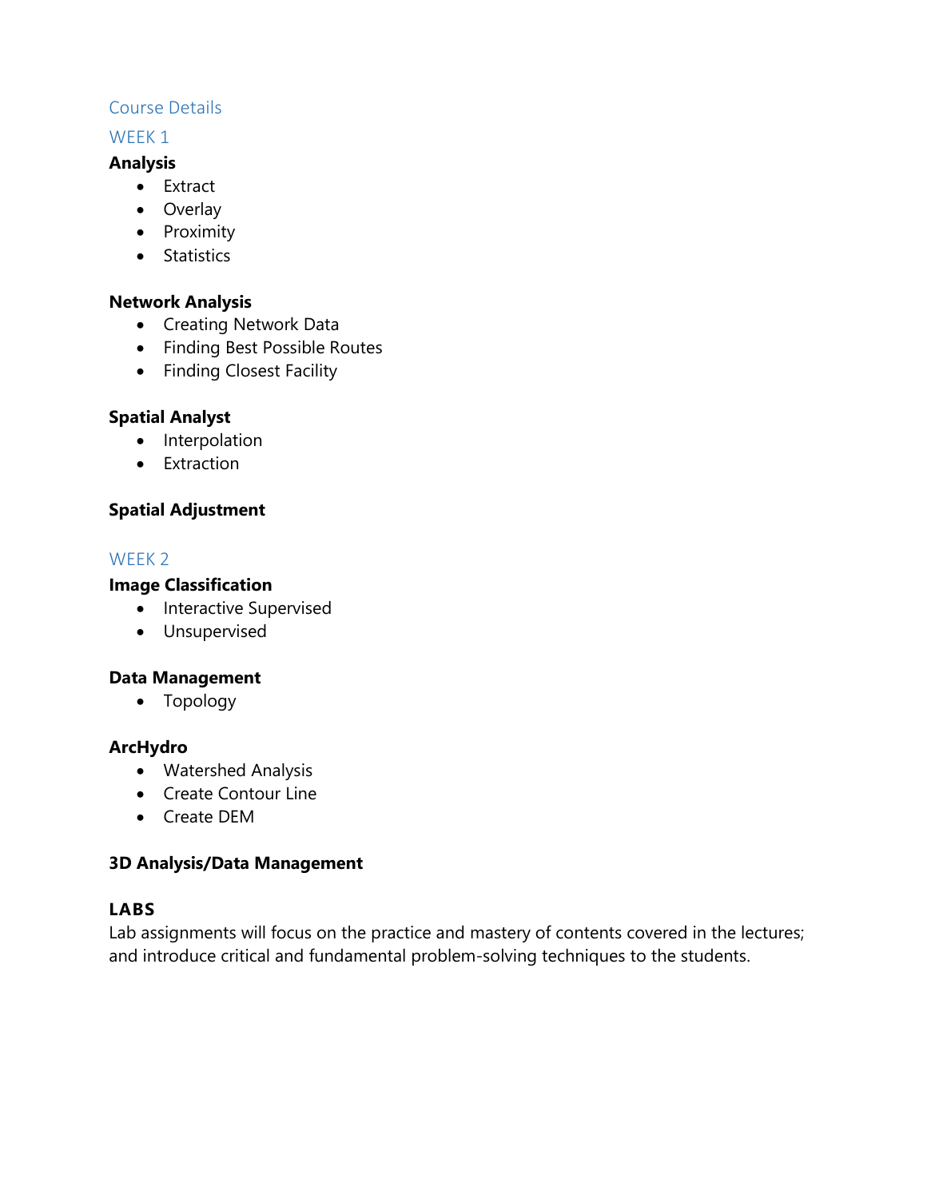## Course Details

### WEEK 1

**Analysis**

- Extract
- Overlay
- Proximity
- Statistics

**Network Analysis**

- Creating Network Data
- Finding Best Possible Routes
- Finding Closest Facility

**Spatial Analyst**

- Interpolation
- Extraction

**Spatial Adjustment**

### WEEK 2

**Image Classification**

- Interactive Supervised
- Unsupervised

**Data Management**

- Topology

**ArcHydro**

- Watershed Analysis
- Create Contour Line
- Create DEM

**3D Analysis/Data Management**

**LABS**

Lab assignments will focus on the practice and mastery of contents covered in the lectures; and introduce critical and fundamental problem-solving techniques to the students.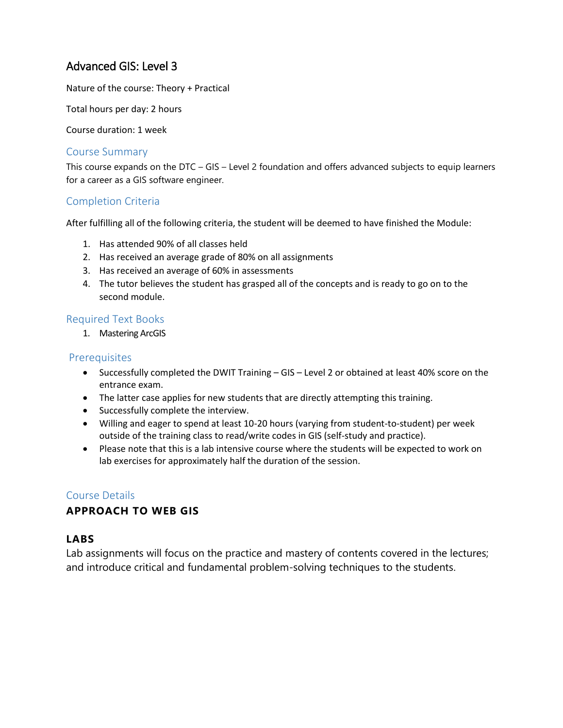# Advanced GIS: Level 3

Nature of the course: Theory + Practical

Total hours per day: 2 hours

Course duration: 1 week

## Course Summary

This course expands on the DTC – GIS – Level 2 foundation and offers advanced subjects to equip learners for a career as a GIS software engineer.

## Completion Criteria

After fulfilling all of the following criteria, the student will be deemed to have finished the Module:

1. Has attended 90% of all classes held
2. Has received an average grade of 80% on all assignments
3. Has received an average of 60% in assessments
4. The tutor believes the student has grasped all of the concepts and is ready to go on to the second module.

## Required Text Books

1. Mastering ArcGIS

## Prerequisites

- Successfully completed the DWIT Training – GIS – Level 2 or obtained at least 40% score on the entrance exam.
- The latter case applies for new students that are directly attempting this training.
- Successfully complete the interview.
- Willing and eager to spend at least 10-20 hours (varying from student-to-student) per week outside of the training class to read/write codes in GIS (self-study and practice).
- Please note that this is a lab intensive course where the students will be expected to work on lab exercises for approximately half the duration of the session.

## Course Details

### APPROACH TO WEB GIS

### LABS

Lab assignments will focus on the practice and mastery of contents covered in the lectures; and introduce critical and fundamental problem-solving techniques to the students.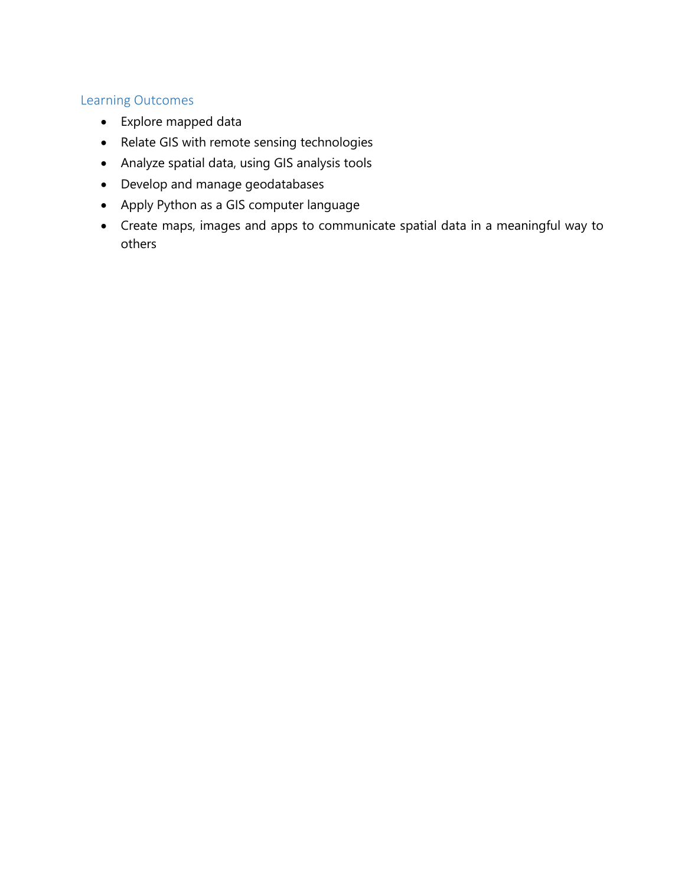## Learning Outcomes

- Explore mapped data
- Relate GIS with remote sensing technologies
- Analyze spatial data, using GIS analysis tools
- Develop and manage geodatabases
- Apply Python as a GIS computer language
- Create maps, images and apps to communicate spatial data in a meaningful way to others